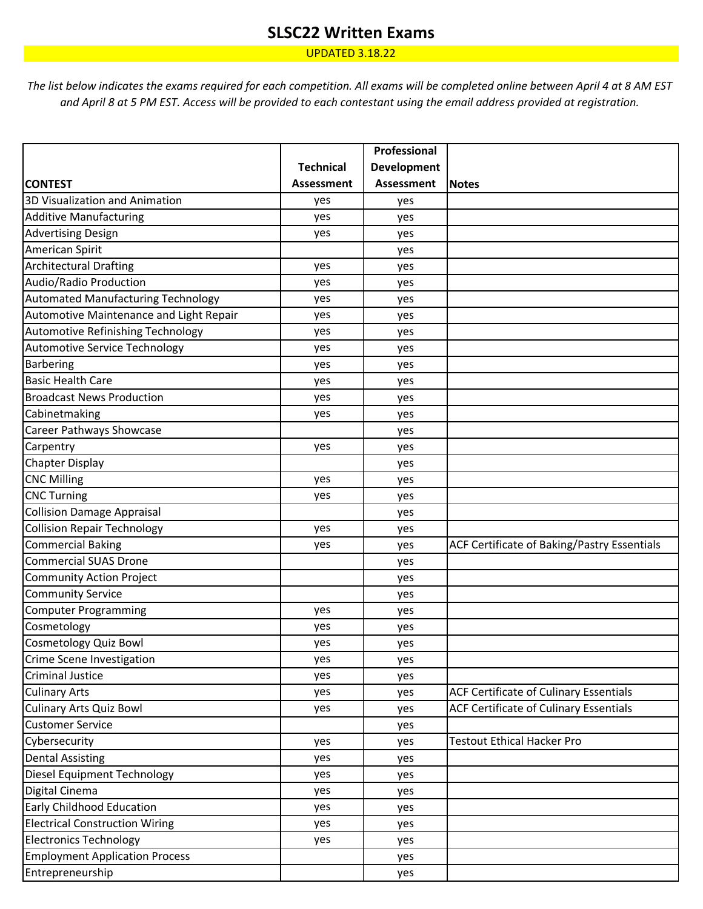# SLSC22 Written Exams

UPDATED 3.18.22

*The list below indicates the exams required for each competition. All exams will be completed online between April 4 at 8 AM EST and April 8 at 5 PM EST. Access will be provided to each contestant using the email address provided at registration.*

| CONTEST | Technical Assessment | Professional Development Assessment | Notes |
|---|---|---|---|
| 3D Visualization and Animation | yes | yes | |
| Additive Manufacturing | yes | yes | |
| Advertising Design | yes | yes | |
| American Spirit | | yes | |
| Architectural Drafting | yes | yes | |
| Audio/Radio Production | yes | yes | |
| Automated Manufacturing Technology | yes | yes | |
| Automotive Maintenance and Light Repair | yes | yes | |
| Automotive Refinishing Technology | yes | yes | |
| Automotive Service Technology | yes | yes | |
| Barbering | yes | yes | |
| Basic Health Care | yes | yes | |
| Broadcast News Production | yes | yes | |
| Cabinetmaking | yes | yes | |
| Career Pathways Showcase | | yes | |
| Carpentry | yes | yes | |
| Chapter Display | | yes | |
| CNC Milling | yes | yes | |
| CNC Turning | yes | yes | |
| Collision Damage Appraisal | | yes | |
| Collision Repair Technology | yes | yes | |
| Commercial Baking | yes | yes | ACF Certificate of Baking/Pastry Essentials |
| Commercial SUAS Drone | | yes | |
| Community Action Project | | yes | |
| Community Service | | yes | |
| Computer Programming | yes | yes | |
| Cosmetology | yes | yes | |
| Cosmetology Quiz Bowl | yes | yes | |
| Crime Scene Investigation | yes | yes | |
| Criminal Justice | yes | yes | |
| Culinary Arts | yes | yes | ACF Certificate of Culinary Essentials |
| Culinary Arts Quiz Bowl | yes | yes | ACF Certificate of Culinary Essentials |
| Customer Service | | yes | |
| Cybersecurity | yes | yes | Testout Ethical Hacker Pro |
| Dental Assisting | yes | yes | |
| Diesel Equipment Technology | yes | yes | |
| Digital Cinema | yes | yes | |
| Early Childhood Education | yes | yes | |
| Electrical Construction Wiring | yes | yes | |
| Electronics Technology | yes | yes | |
| Employment Application Process | | yes | |
| Entrepreneurship | | yes | |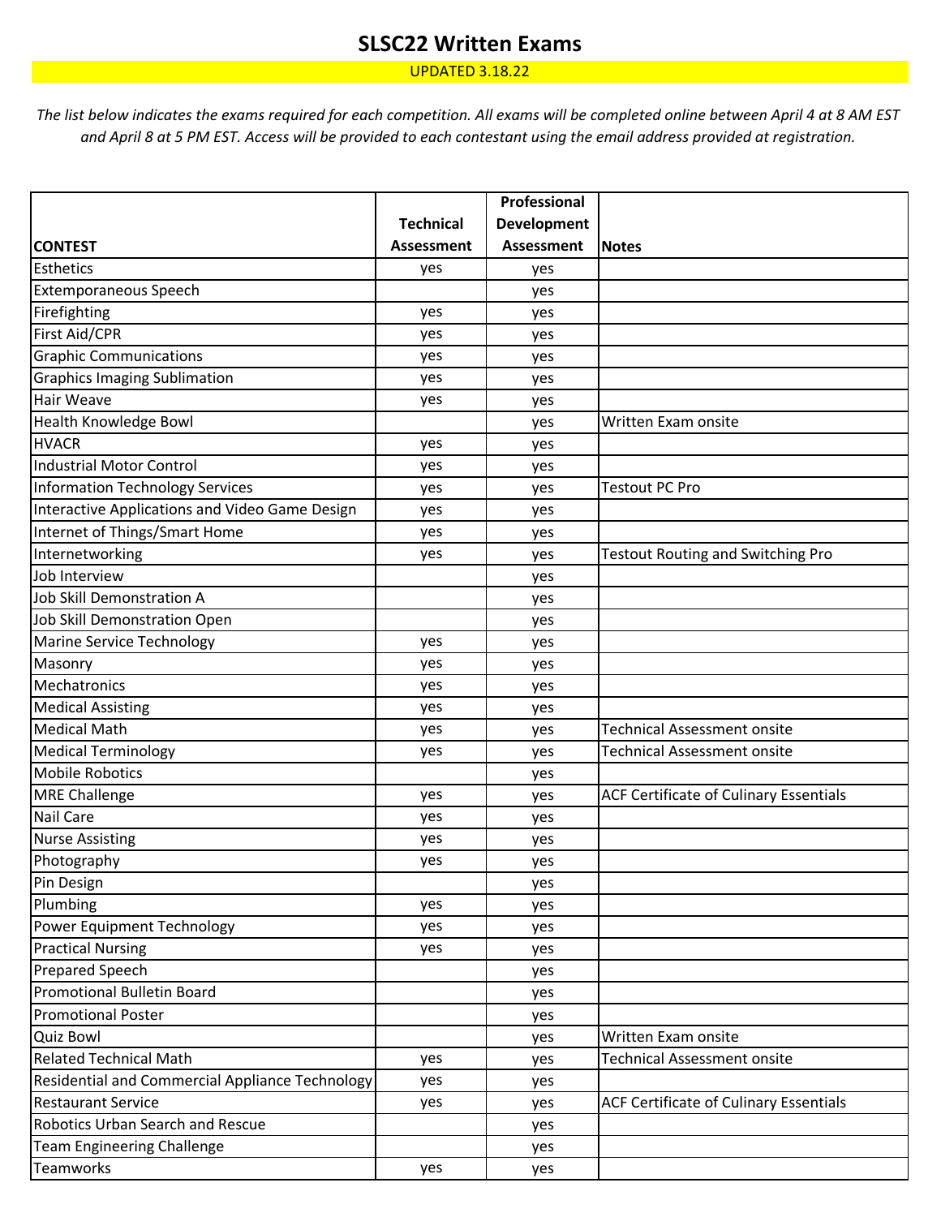# SLSC22 Written Exams

UPDATED 3.18.22

*The list below indicates the exams required for each competition. All exams will be completed online between April 4 at 8 AM EST and April 8 at 5 PM EST. Access will be provided to each contestant using the email address provided at registration.*

| CONTEST | Technical Assessment | Professional Development Assessment | Notes |
|---|---|---|---|
| Esthetics | yes | yes | |
| Extemporaneous Speech | | yes | |
| Firefighting | yes | yes | |
| First Aid/CPR | yes | yes | |
| Graphic Communications | yes | yes | |
| Graphics Imaging Sublimation | yes | yes | |
| Hair Weave | yes | yes | |
| Health Knowledge Bowl | | yes | Written Exam onsite |
| HVACR | yes | yes | |
| Industrial Motor Control | yes | yes | |
| Information Technology Services | yes | yes | Testout PC Pro |
| Interactive Applications and Video Game Design | yes | yes | |
| Internet of Things/Smart Home | yes | yes | |
| Internetworking | yes | yes | Testout Routing and Switching Pro |
| Job Interview | | yes | |
| Job Skill Demonstration A | | yes | |
| Job Skill Demonstration Open | | yes | |
| Marine Service Technology | yes | yes | |
| Masonry | yes | yes | |
| Mechatronics | yes | yes | |
| Medical Assisting | yes | yes | |
| Medical Math | yes | yes | Technical Assessment onsite |
| Medical Terminology | yes | yes | Technical Assessment onsite |
| Mobile Robotics | | yes | |
| MRE Challenge | yes | yes | ACF Certificate of Culinary Essentials |
| Nail Care | yes | yes | |
| Nurse Assisting | yes | yes | |
| Photography | yes | yes | |
| Pin Design | | yes | |
| Plumbing | yes | yes | |
| Power Equipment Technology | yes | yes | |
| Practical Nursing | yes | yes | |
| Prepared Speech | | yes | |
| Promotional Bulletin Board | | yes | |
| Promotional Poster | | yes | |
| Quiz Bowl | | yes | Written Exam onsite |
| Related Technical Math | yes | yes | Technical Assessment onsite |
| Residential and Commercial Appliance Technology | yes | yes | |
| Restaurant Service | yes | yes | ACF Certificate of Culinary Essentials |
| Robotics Urban Search and Rescue | | yes | |
| Team Engineering Challenge | | yes | |
| Teamworks | yes | yes | |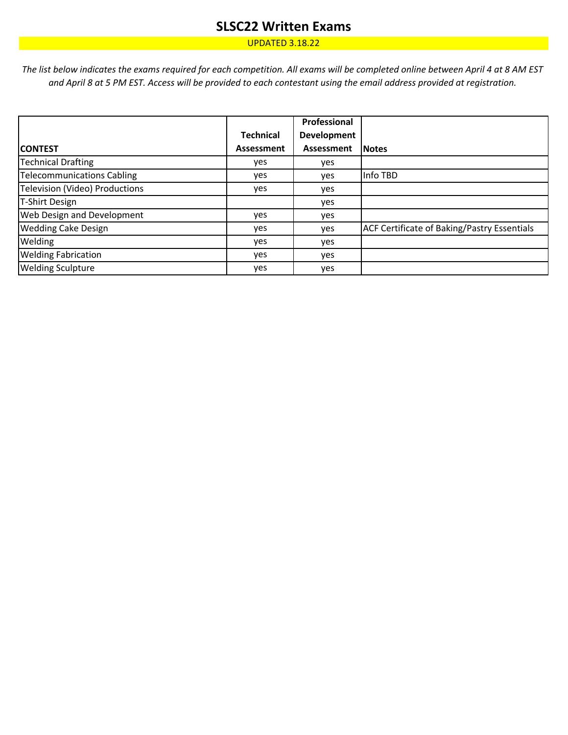# SLSC22 Written Exams

UPDATED 3.18.22

*The list below indicates the exams required for each competition. All exams will be completed online between April 4 at 8 AM EST and April 8 at 5 PM EST. Access will be provided to each contestant using the email address provided at registration.*

| CONTEST | Technical Assessment | Professional Development Assessment | Notes |
|---|---|---|---|
| Technical Drafting | yes | yes | |
| Telecommunications Cabling | yes | yes | Info TBD |
| Television (Video) Productions | yes | yes | |
| T-Shirt Design | | yes | |
| Web Design and Development | yes | yes | |
| Wedding Cake Design | yes | yes | ACF Certificate of Baking/Pastry Essentials |
| Welding | yes | yes | |
| Welding Fabrication | yes | yes | |
| Welding Sculpture | yes | yes | |